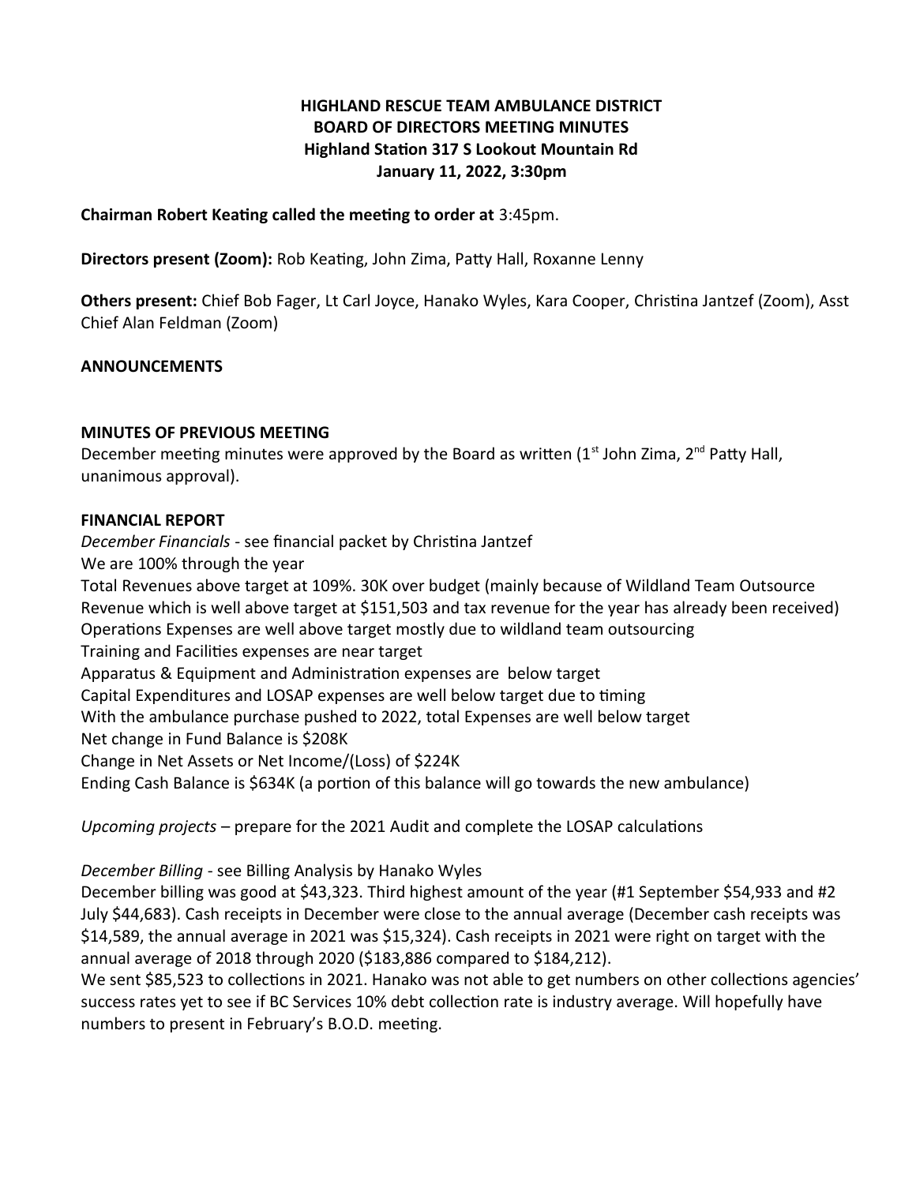**HIGHLAND RESCUE TEAM AMBULANCE DISTRICT**
**BOARD OF DIRECTORS MEETING MINUTES**
**Highland Station 317 S Lookout Mountain Rd**
**January 11, 2022, 3:30pm**

**Chairman Robert Keating called the meeting to order at** 3:45pm.

**Directors present (Zoom):** Rob Keating, John Zima, Patty Hall, Roxanne Lenny

**Others present:** Chief Bob Fager, Lt Carl Joyce, Hanako Wyles, Kara Cooper, Christina Jantzef (Zoom), Asst Chief Alan Feldman (Zoom)

## ANNOUNCEMENTS

## MINUTES OF PREVIOUS MEETING

December meeting minutes were approved by the Board as written (1st John Zima, 2nd Patty Hall, unanimous approval).

## FINANCIAL REPORT

*December Financials* - see financial packet by Christina Jantzef
We are 100% through the year
Total Revenues above target at 109%. 30K over budget (mainly because of Wildland Team Outsource Revenue which is well above target at $151,503 and tax revenue for the year has already been received)
Operations Expenses are well above target mostly due to wildland team outsourcing
Training and Facilities expenses are near target
Apparatus & Equipment and Administration expenses are below target
Capital Expenditures and LOSAP expenses are well below target due to timing
With the ambulance purchase pushed to 2022, total Expenses are well below target
Net change in Fund Balance is $208K
Change in Net Assets or Net Income/(Loss) of $224K
Ending Cash Balance is $634K (a portion of this balance will go towards the new ambulance)

*Upcoming projects* – prepare for the 2021 Audit and complete the LOSAP calculations

*December Billing* - see Billing Analysis by Hanako Wyles
December billing was good at $43,323. Third highest amount of the year (#1 September $54,933 and #2 July $44,683). Cash receipts in December were close to the annual average (December cash receipts was $14,589, the annual average in 2021 was $15,324). Cash receipts in 2021 were right on target with the annual average of 2018 through 2020 ($183,886 compared to $184,212).
We sent $85,523 to collections in 2021. Hanako was not able to get numbers on other collections agencies' success rates yet to see if BC Services 10% debt collection rate is industry average. Will hopefully have numbers to present in February's B.O.D. meeting.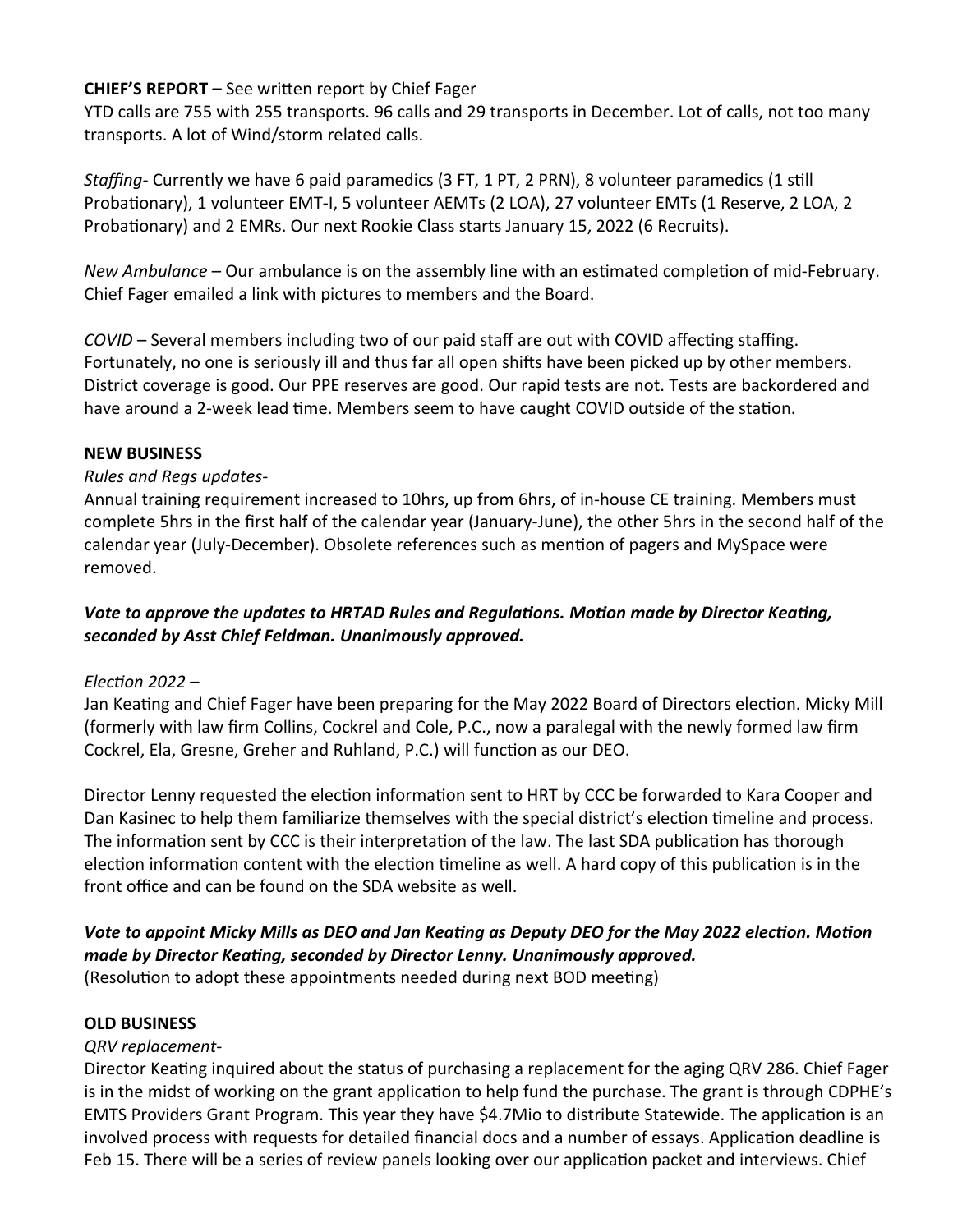**CHIEF'S REPORT –** See written report by Chief Fager

YTD calls are 755 with 255 transports. 96 calls and 29 transports in December. Lot of calls, not too many transports. A lot of Wind/storm related calls.

*Staffing*- Currently we have 6 paid paramedics (3 FT, 1 PT, 2 PRN), 8 volunteer paramedics (1 still Probationary), 1 volunteer EMT-I, 5 volunteer AEMTs (2 LOA), 27 volunteer EMTs (1 Reserve, 2 LOA, 2 Probationary) and 2 EMRs. Our next Rookie Class starts January 15, 2022 (6 Recruits).

*New Ambulance* – Our ambulance is on the assembly line with an estimated completion of mid-February. Chief Fager emailed a link with pictures to members and the Board.

*COVID* – Several members including two of our paid staff are out with COVID affecting staffing. Fortunately, no one is seriously ill and thus far all open shifts have been picked up by other members. District coverage is good. Our PPE reserves are good. Our rapid tests are not. Tests are backordered and have around a 2-week lead time. Members seem to have caught COVID outside of the station.

**NEW BUSINESS**

*Rules and Regs updates*-

Annual training requirement increased to 10hrs, up from 6hrs, of in-house CE training. Members must complete 5hrs in the first half of the calendar year (January-June), the other 5hrs in the second half of the calendar year (July-December). Obsolete references such as mention of pagers and MySpace were removed.

***Vote to approve the updates to HRTAD Rules and Regulations. Motion made by Director Keating, seconded by Asst Chief Feldman. Unanimously approved.***

*Election 2022* –

Jan Keating and Chief Fager have been preparing for the May 2022 Board of Directors election. Micky Mill (formerly with law firm Collins, Cockrel and Cole, P.C., now a paralegal with the newly formed law firm Cockrel, Ela, Gresne, Greher and Ruhland, P.C.) will function as our DEO.

Director Lenny requested the election information sent to HRT by CCC be forwarded to Kara Cooper and Dan Kasinec to help them familiarize themselves with the special district's election timeline and process. The information sent by CCC is their interpretation of the law. The last SDA publication has thorough election information content with the election timeline as well. A hard copy of this publication is in the front office and can be found on the SDA website as well.

***Vote to appoint Micky Mills as DEO and Jan Keating as Deputy DEO for the May 2022 election. Motion made by Director Keating, seconded by Director Lenny. Unanimously approved.***

(Resolution to adopt these appointments needed during next BOD meeting)

**OLD BUSINESS**

*QRV replacement*-

Director Keating inquired about the status of purchasing a replacement for the aging QRV 286. Chief Fager is in the midst of working on the grant application to help fund the purchase. The grant is through CDPHE's EMTS Providers Grant Program. This year they have $4.7Mio to distribute Statewide. The application is an involved process with requests for detailed financial docs and a number of essays. Application deadline is Feb 15. There will be a series of review panels looking over our application packet and interviews. Chief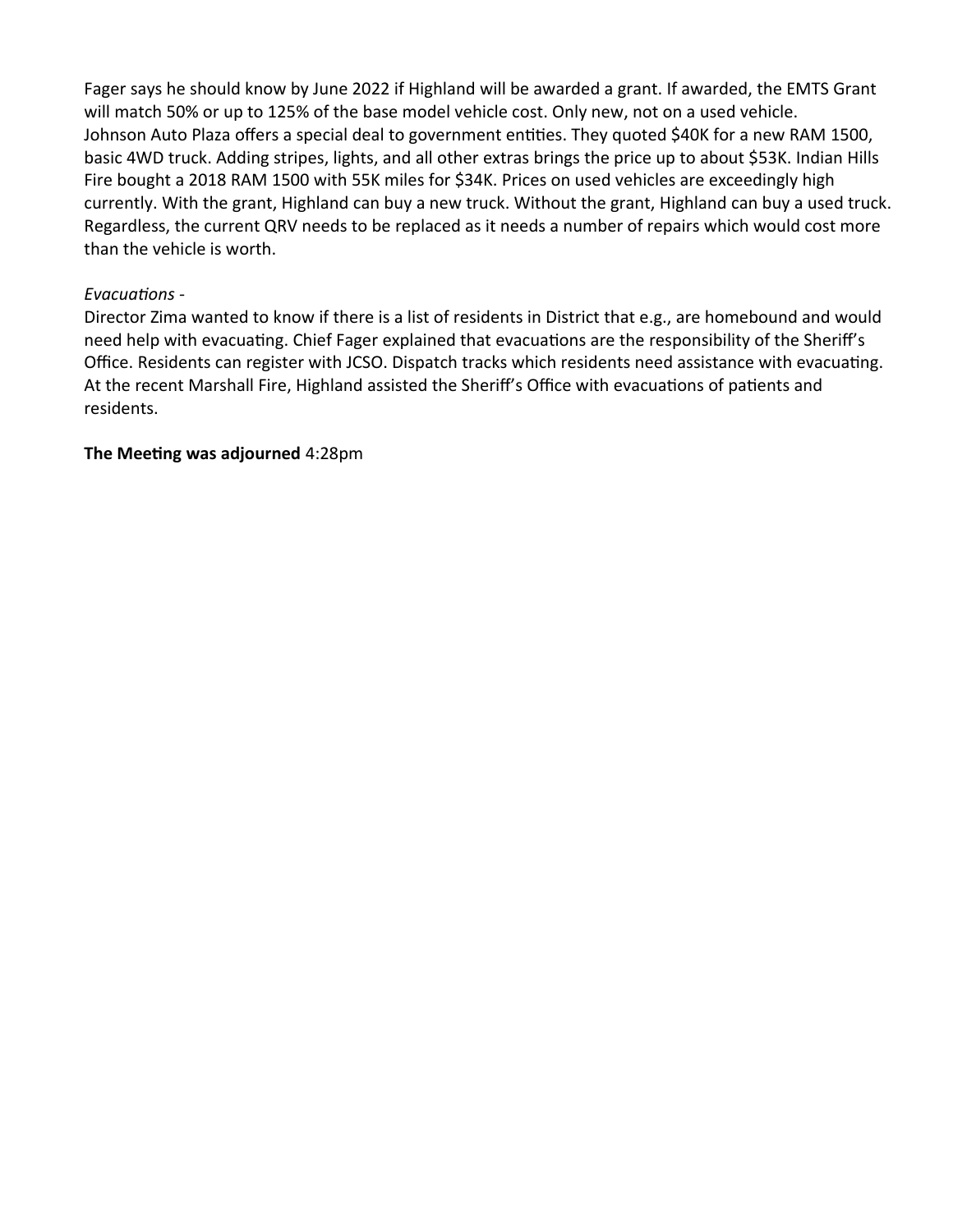Fager says he should know by June 2022 if Highland will be awarded a grant. If awarded, the EMTS Grant will match 50% or up to 125% of the base model vehicle cost. Only new, not on a used vehicle.
Johnson Auto Plaza offers a special deal to government entities. They quoted $40K for a new RAM 1500, basic 4WD truck. Adding stripes, lights, and all other extras brings the price up to about $53K. Indian Hills Fire bought a 2018 RAM 1500 with 55K miles for $34K. Prices on used vehicles are exceedingly high currently. With the grant, Highland can buy a new truck. Without the grant, Highland can buy a used truck. Regardless, the current QRV needs to be replaced as it needs a number of repairs which would cost more than the vehicle is worth.

*Evacuations -*
Director Zima wanted to know if there is a list of residents in District that e.g., are homebound and would need help with evacuating. Chief Fager explained that evacuations are the responsibility of the Sheriff's Office. Residents can register with JCSO. Dispatch tracks which residents need assistance with evacuating. At the recent Marshall Fire, Highland assisted the Sheriff's Office with evacuations of patients and residents.

**The Meeting was adjourned** 4:28pm